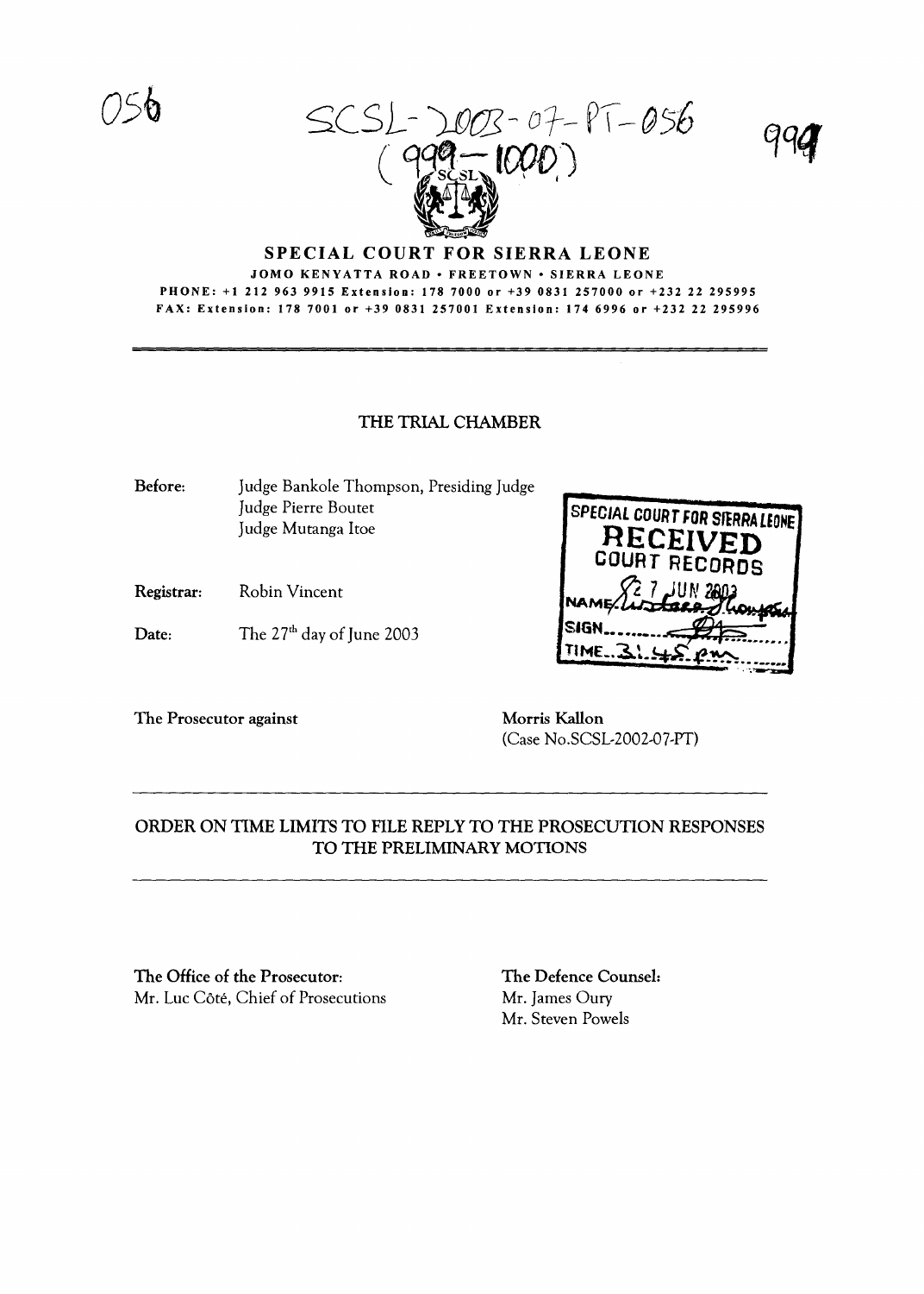056

SCSL-2003-07-PT-056
(999-1000)

999

**SPECIAL COURT FOR SIERRA LEONE**

JOMO KENYATTA ROAD • FREETOWN • SIERRA LEONE

PHONE: +1 212 963 9915 Extension: 178 7000 or +39 0831 257000 or +232 22 295995

FAX: Extension: 178 7001 or +39 0831 257001 Extension: 174 6996 or +232 22 295996

---

## THE TRIAL CHAMBER

**Before:** Judge Bankole Thompson, Presiding Judge
Judge Pierre Boutet
Judge Mutanga Itoe

**Registrar:** Robin Vincent

**Date:** The 27th day of June 2003

SPECIAL COURT FOR SIERRA LEONE
RECEIVED
COURT RECORDS
27 JUN 2003
NAME: Alusine Thompson
SIGN.
TIME: 3:45 pm

**The Prosecutor against** **Morris Kallon**
(Case No.SCSL-2002-07-PT)

---

## ORDER ON TIME LIMITS TO FILE REPLY TO THE PROSECUTION RESPONSES TO THE PRELIMINARY MOTIONS

---

**The Office of the Prosecutor:**
Mr. Luc Côté, Chief of Prosecutions

**The Defence Counsel:**
Mr. James Oury
Mr. Steven Powels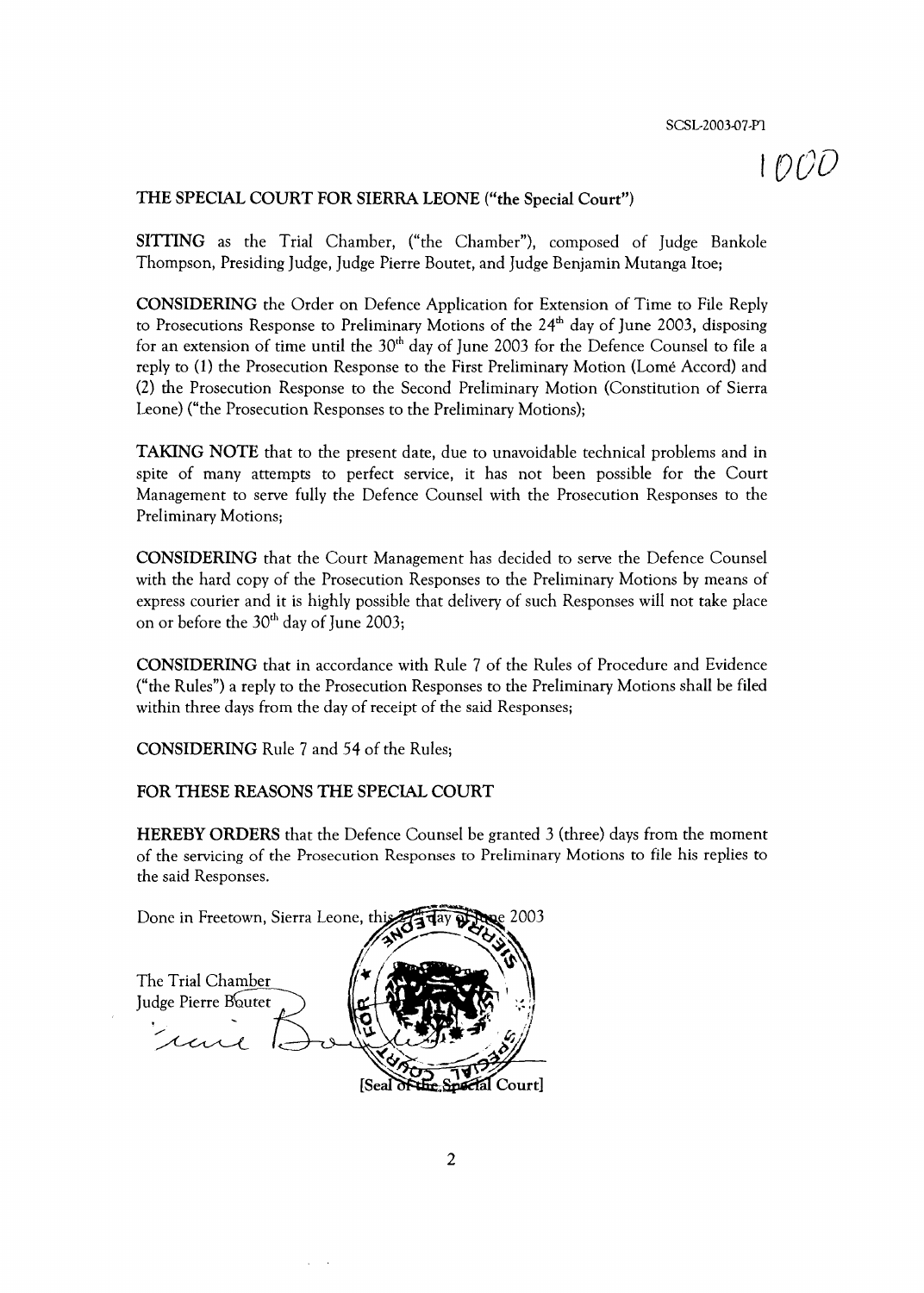SCSL-2003-07-PT

1000

**THE SPECIAL COURT FOR SIERRA LEONE ("the Special Court")**

**SITTING** as the Trial Chamber, ("the Chamber"), composed of Judge Bankole Thompson, Presiding Judge, Judge Pierre Boutet, and Judge Benjamin Mutanga Itoe;

**CONSIDERING** the Order on Defence Application for Extension of Time to File Reply to Prosecutions Response to Preliminary Motions of the 24[th] day of June 2003, disposing for an extension of time until the 30[th] day of June 2003 for the Defence Counsel to file a reply to (1) the Prosecution Response to the First Preliminary Motion (Lomé Accord) and (2) the Prosecution Response to the Second Preliminary Motion (Constitution of Sierra Leone) ("the Prosecution Responses to the Preliminary Motions);

**TAKING NOTE** that to the present date, due to unavoidable technical problems and in spite of many attempts to perfect service, it has not been possible for the Court Management to serve fully the Defence Counsel with the Prosecution Responses to the Preliminary Motions;

**CONSIDERING** that the Court Management has decided to serve the Defence Counsel with the hard copy of the Prosecution Responses to the Preliminary Motions by means of express courier and it is highly possible that delivery of such Responses will not take place on or before the 30[th] day of June 2003;

**CONSIDERING** that in accordance with Rule 7 of the Rules of Procedure and Evidence ("the Rules") a reply to the Prosecution Responses to the Preliminary Motions shall be filed within three days from the day of receipt of the said Responses;

**CONSIDERING** Rule 7 and 54 of the Rules;

**FOR THESE REASONS THE SPECIAL COURT**

**HEREBY ORDERS** that the Defence Counsel be granted 3 (three) days from the moment of the servicing of the Prosecution Responses to Preliminary Motions to file his replies to the said Responses.

Done in Freetown, Sierra Leone, this 27 day of June 2003

The Trial Chamber
Judge Pierre Boutet

[Seal of the Special Court]